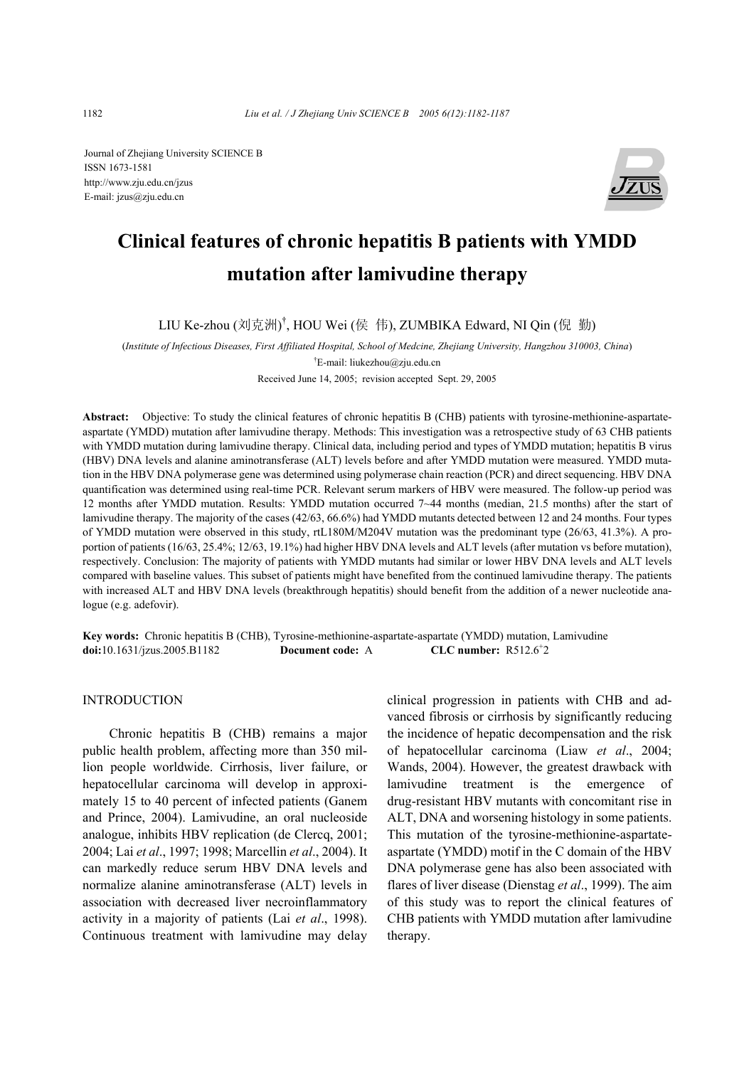Journal of Zhejiang University SCIENCE B
ISSN 1673-1581
http://www.zju.edu.cn/jzus
E-mail: jzus@zju.edu.cn

# Clinical features of chronic hepatitis B patients with YMDD mutation after lamivudine therapy

LIU Ke-zhou (刘克洲)[†], HOU Wei (侯 伟), ZUMBIKA Edward, NI Qin (倪 勤)

(*Institute of Infectious Diseases, First Affiliated Hospital, School of Medcine, Zhejiang University, Hangzhou 310003, China*)

[†]E-mail: liukezhou@zju.edu.cn

Received June 14, 2005; revision accepted Sept. 29, 2005

**Abstract:** Objective: To study the clinical features of chronic hepatitis B (CHB) patients with tyrosine-methionine-aspartate-aspartate (YMDD) mutation after lamivudine therapy. Methods: This investigation was a retrospective study of 63 CHB patients with YMDD mutation during lamivudine therapy. Clinical data, including period and types of YMDD mutation; hepatitis B virus (HBV) DNA levels and alanine aminotransferase (ALT) levels before and after YMDD mutation were measured. YMDD mutation in the HBV DNA polymerase gene was determined using polymerase chain reaction (PCR) and direct sequencing. HBV DNA quantification was determined using real-time PCR. Relevant serum markers of HBV were measured. The follow-up period was 12 months after YMDD mutation. Results: YMDD mutation occurred 7~44 months (median, 21.5 months) after the start of lamivudine therapy. The majority of the cases (42/63, 66.6%) had YMDD mutants detected between 12 and 24 months. Four types of YMDD mutation were observed in this study, rtL180M/M204V mutation was the predominant type (26/63, 41.3%). A proportion of patients (16/63, 25.4%; 12/63, 19.1%) had higher HBV DNA levels and ALT levels (after mutation vs before mutation), respectively. Conclusion: The majority of patients with YMDD mutants had similar or lower HBV DNA levels and ALT levels compared with baseline values. This subset of patients might have benefited from the continued lamivudine therapy. The patients with increased ALT and HBV DNA levels (breakthrough hepatitis) should benefit from the addition of a newer nucleotide analogue (e.g. adefovir).

**Key words:** Chronic hepatitis B (CHB), Tyrosine-methionine-aspartate-aspartate (YMDD) mutation, Lamivudine
**doi:**10.1631/jzus.2005.B1182 **Document code:** A **CLC number:** R512.6$^{+}$2

## INTRODUCTION

Chronic hepatitis B (CHB) remains a major public health problem, affecting more than 350 million people worldwide. Cirrhosis, liver failure, or hepatocellular carcinoma will develop in approximately 15 to 40 percent of infected patients (Ganem and Prince, 2004). Lamivudine, an oral nucleoside analogue, inhibits HBV replication (de Clercq, 2001; 2004; Lai *et al*., 1997; 1998; Marcellin *et al*., 2004). It can markedly reduce serum HBV DNA levels and normalize alanine aminotransferase (ALT) levels in association with decreased liver necroinflammatory activity in a majority of patients (Lai *et al*., 1998). Continuous treatment with lamivudine may delay clinical progression in patients with CHB and advanced fibrosis or cirrhosis by significantly reducing the incidence of hepatic decompensation and the risk of hepatocellular carcinoma (Liaw *et al*., 2004; Wands, 2004). However, the greatest drawback with lamivudine treatment is the emergence of drug-resistant HBV mutants with concomitant rise in ALT, DNA and worsening histology in some patients. This mutation of the tyrosine-methionine-aspartate-aspartate (YMDD) motif in the C domain of the HBV DNA polymerase gene has also been associated with flares of liver disease (Dienstag *et al*., 1999). The aim of this study was to report the clinical features of CHB patients with YMDD mutation after lamivudine therapy.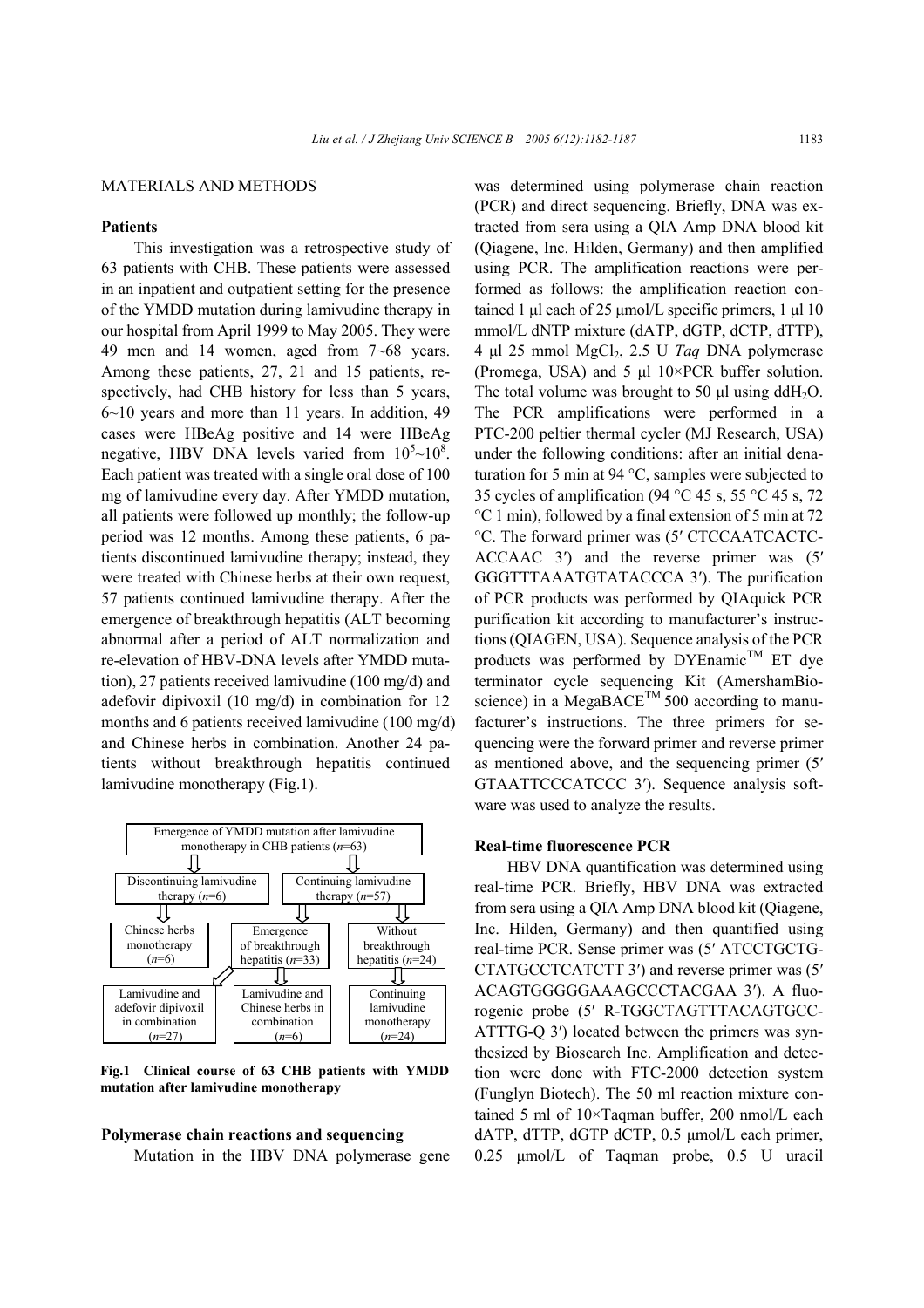## MATERIALS AND METHODS

### Patients

This investigation was a retrospective study of 63 patients with CHB. These patients were assessed in an inpatient and outpatient setting for the presence of the YMDD mutation during lamivudine therapy in our hospital from April 1999 to May 2005. They were 49 men and 14 women, aged from 7~68 years. Among these patients, 27, 21 and 15 patients, respectively, had CHB history for less than 5 years, 6~10 years and more than 11 years. In addition, 49 cases were HBeAg positive and 14 were HBeAg negative, HBV DNA levels varied from $10^5$~$10^8$. Each patient was treated with a single oral dose of 100 mg of lamivudine every day. After YMDD mutation, all patients were followed up monthly; the follow-up period was 12 months. Among these patients, 6 patients discontinued lamivudine therapy; instead, they were treated with Chinese herbs at their own request, 57 patients continued lamivudine therapy. After the emergence of breakthrough hepatitis (ALT becoming abnormal after a period of ALT normalization and re-elevation of HBV-DNA levels after YMDD mutation), 27 patients received lamivudine (100 mg/d) and adefovir dipivoxil (10 mg/d) in combination for 12 months and 6 patients received lamivudine (100 mg/d) and Chinese herbs in combination. Another 24 patients without breakthrough hepatitis continued lamivudine monotherapy (Fig.1).

Emergence of YMDD mutation after lamivudine monotherapy in CHB patients ($n$=63)
→ Discontinuing lamivudine therapy ($n$=6) → Chinese herbs monotherapy ($n$=6)
→ Continuing lamivudine therapy ($n$=57)
  → Emergence of breakthrough hepatitis ($n$=33) → Lamivudine and adefovir dipivoxil in combination ($n$=27); Lamivudine and Chinese herbs in combination ($n$=6)
  → Without breakthrough hepatitis ($n$=24) → Continuing lamivudine monotherapy ($n$=24)

**Fig.1 Clinical course of 63 CHB patients with YMDD mutation after lamivudine monotherapy**

### Polymerase chain reactions and sequencing

Mutation in the HBV DNA polymerase gene was determined using polymerase chain reaction (PCR) and direct sequencing. Briefly, DNA was extracted from sera using a QIA Amp DNA blood kit (Qiagene, Inc. Hilden, Germany) and then amplified using PCR. The amplification reactions were performed as follows: the amplification reaction contained 1 μl each of 25 μmol/L specific primers, 1 μl 10 mmol/L dNTP mixture (dATP, dGTP, dCTP, dTTP), 4 μl 25 mmol $MgCl_2$, 2.5 U *Taq* DNA polymerase (Promega, USA) and 5 μl 10×PCR buffer solution. The total volume was brought to 50 μl using $ddH_2O$. The PCR amplifications were performed in a PTC-200 peltier thermal cycler (MJ Research, USA) under the following conditions: after an initial denaturation for 5 min at 94 °C, samples were subjected to 35 cycles of amplification (94 °C 45 s, 55 °C 45 s, 72 °C 1 min), followed by a final extension of 5 min at 72 °C. The forward primer was (5′ CTCCAATCACTC-ACCAAC 3′) and the reverse primer was (5′ GGGTTTAAATGTATACCCA 3′). The purification of PCR products was performed by QIAquick PCR purification kit according to manufacturer's instructions (QIAGEN, USA). Sequence analysis of the PCR products was performed by DYEnamic™ ET dye terminator cycle sequencing Kit (AmershamBioscience) in a MegaBACE™ 500 according to manufacturer's instructions. The three primers for sequencing were the forward primer and reverse primer as mentioned above, and the sequencing primer (5′ GTAATTCCCATCCC 3′). Sequence analysis software was used to analyze the results.

### Real-time fluorescence PCR

HBV DNA quantification was determined using real-time PCR. Briefly, HBV DNA was extracted from sera using a QIA Amp DNA blood kit (Qiagene, Inc. Hilden, Germany) and then quantified using real-time PCR. Sense primer was (5′ ATCCTGCTG-CTATGCCTCATCTT 3′) and reverse primer was (5′ ACAGTGGGGGAAAGCCCTACGAA 3′). A fluorogenic probe (5′ R-TGGCTAGTTTACAGTGCC-ATTTG-Q 3′) located between the primers was synthesized by Biosearch Inc. Amplification and detection were done with FTC-2000 detection system (Funglyn Biotech). The 50 ml reaction mixture contained 5 ml of 10×Taqman buffer, 200 nmol/L each dATP, dTTP, dGTP dCTP, 0.5 μmol/L each primer, 0.25 μmol/L of Taqman probe, 0.5 U uracil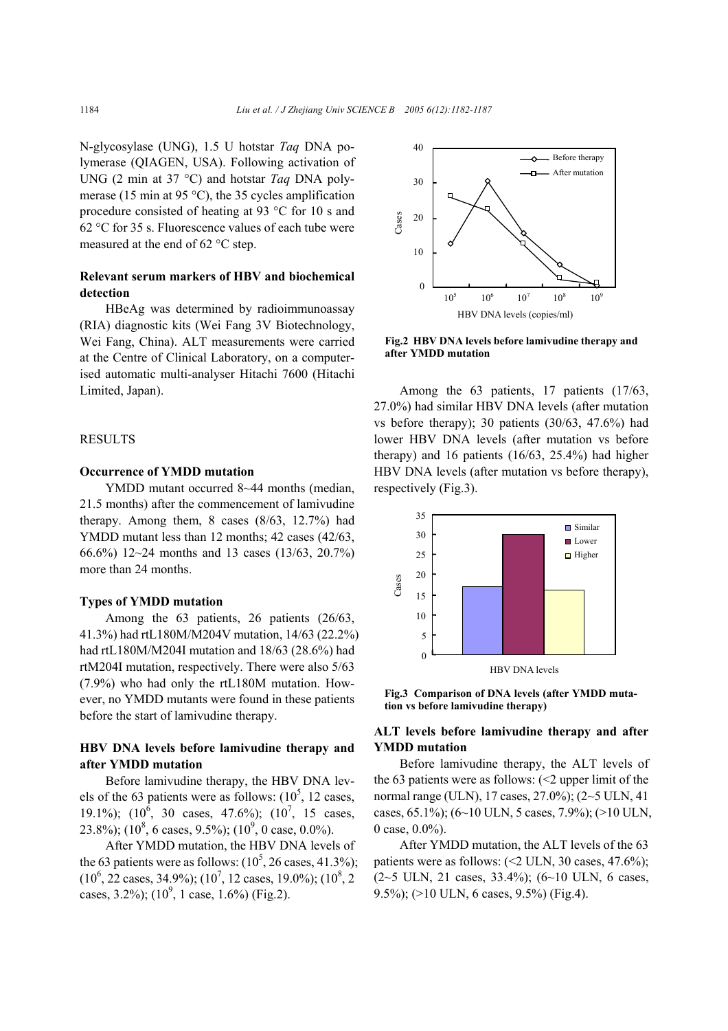N-glycosylase (UNG), 1.5 U hotstar *Taq* DNA polymerase (QIAGEN, USA). Following activation of UNG (2 min at 37 °C) and hotstar *Taq* DNA polymerase (15 min at 95 °C), the 35 cycles amplification procedure consisted of heating at 93 °C for 10 s and 62 °C for 35 s. Fluorescence values of each tube were measured at the end of 62 °C step.

### Relevant serum markers of HBV and biochemical detection

HBeAg was determined by radioimmunoassay (RIA) diagnostic kits (Wei Fang 3V Biotechnology, Wei Fang, China). ALT measurements were carried at the Centre of Clinical Laboratory, on a computerised automatic multi-analyser Hitachi 7600 (Hitachi Limited, Japan).

## RESULTS

### Occurrence of YMDD mutation

YMDD mutant occurred 8~44 months (median, 21.5 months) after the commencement of lamivudine therapy. Among them, 8 cases (8/63, 12.7%) had YMDD mutant less than 12 months; 42 cases (42/63, 66.6%) 12~24 months and 13 cases (13/63, 20.7%) more than 24 months.

### Types of YMDD mutation

Among the 63 patients, 26 patients (26/63, 41.3%) had rtL180M/M204V mutation, 14/63 (22.2%) had rtL180M/M204I mutation and 18/63 (28.6%) had rtM204I mutation, respectively. There were also 5/63 (7.9%) who had only the rtL180M mutation. However, no YMDD mutants were found in these patients before the start of lamivudine therapy.

### HBV DNA levels before lamivudine therapy and after YMDD mutation

Before lamivudine therapy, the HBV DNA levels of the 63 patients were as follows: ($10^5$, 12 cases, 19.1%); ($10^6$, 30 cases, 47.6%); ($10^7$, 15 cases, 23.8%); ($10^8$, 6 cases, 9.5%); ($10^9$, 0 case, 0.0%).

After YMDD mutation, the HBV DNA levels of the 63 patients were as follows: ($10^5$, 26 cases, 41.3%); ($10^6$, 22 cases, 34.9%); ($10^7$, 12 cases, 19.0%); ($10^8$, 2 cases, 3.2%); ($10^9$, 1 case, 1.6%) (Fig.2).

**Fig.2 HBV DNA levels before lamivudine therapy and after YMDD mutation**

Among the 63 patients, 17 patients (17/63, 27.0%) had similar HBV DNA levels (after mutation vs before therapy); 30 patients (30/63, 47.6%) had lower HBV DNA levels (after mutation vs before therapy) and 16 patients (16/63, 25.4%) had higher HBV DNA levels (after mutation vs before therapy), respectively (Fig.3).

**Fig.3 Comparison of DNA levels (after YMDD mutation vs before lamivudine therapy)**

### ALT levels before lamivudine therapy and after YMDD mutation

Before lamivudine therapy, the ALT levels of the 63 patients were as follows: (<2 upper limit of the normal range (ULN), 17 cases, 27.0%); (2~5 ULN, 41 cases, 65.1%); (6~10 ULN, 5 cases, 7.9%); (>10 ULN, 0 case, 0.0%).

After YMDD mutation, the ALT levels of the 63 patients were as follows: (<2 ULN, 30 cases, 47.6%); (2~5 ULN, 21 cases, 33.4%); (6~10 ULN, 6 cases, 9.5%); (>10 ULN, 6 cases, 9.5%) (Fig.4).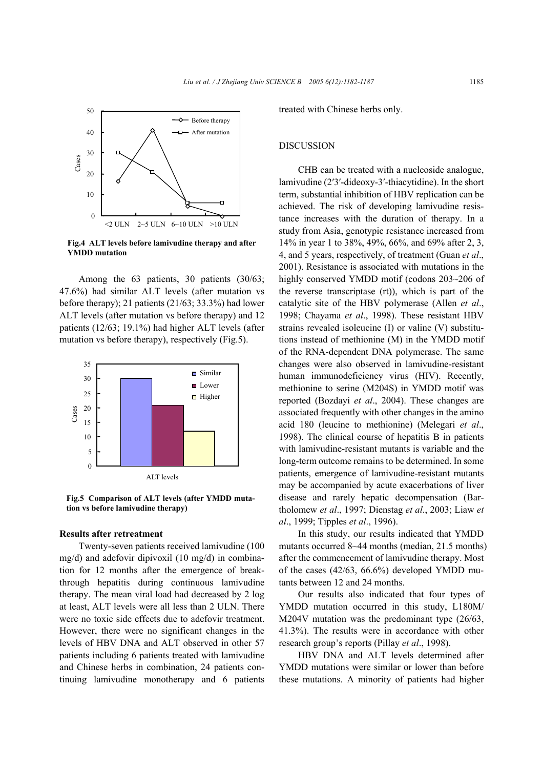Fig.4 **ALT levels before lamivudine therapy and after YMDD mutation**

Among the 63 patients, 30 patients (30/63; 47.6%) had similar ALT levels (after mutation vs before therapy); 21 patients (21/63; 33.3%) had lower ALT levels (after mutation vs before therapy) and 12 patients (12/63; 19.1%) had higher ALT levels (after mutation vs before therapy), respectively (Fig.5).

**Fig.5 Comparison of ALT levels (after YMDD mutation vs before lamivudine therapy)**

### Results after retreatment

Twenty-seven patients received lamivudine (100 mg/d) and adefovir dipivoxil (10 mg/d) in combination for 12 months after the emergence of breakthrough hepatitis during continuous lamivudine therapy. The mean viral load had decreased by 2 log at least, ALT levels were all less than 2 ULN. There were no toxic side effects due to adefovir treatment. However, there were no significant changes in the levels of HBV DNA and ALT observed in other 57 patients including 6 patients treated with lamivudine and Chinese herbs in combination, 24 patients continuing lamivudine monotherapy and 6 patients treated with Chinese herbs only.

## DISCUSSION

CHB can be treated with a nucleoside analogue, lamivudine (2′3′-dideoxy-3′-thiacytidine). In the short term, substantial inhibition of HBV replication can be achieved. The risk of developing lamivudine resistance increases with the duration of therapy. In a study from Asia, genotypic resistance increased from 14% in year 1 to 38%, 49%, 66%, and 69% after 2, 3, 4, and 5 years, respectively, of treatment (Guan *et al*., 2001). Resistance is associated with mutations in the highly conserved YMDD motif (codons 203~206 of the reverse transcriptase (rt)), which is part of the catalytic site of the HBV polymerase (Allen *et al*., 1998; Chayama *et al*., 1998). These resistant HBV strains revealed isoleucine (I) or valine (V) substitutions instead of methionine (M) in the YMDD motif of the RNA-dependent DNA polymerase. The same changes were also observed in lamivudine-resistant human immunodeficiency virus (HIV). Recently, methionine to serine (M204S) in YMDD motif was reported (Bozdayi *et al*., 2004). These changes are associated frequently with other changes in the amino acid 180 (leucine to methionine) (Melegari *et al*., 1998). The clinical course of hepatitis B in patients with lamivudine-resistant mutants is variable and the long-term outcome remains to be determined. In some patients, emergence of lamivudine-resistant mutants may be accompanied by acute exacerbations of liver disease and rarely hepatic decompensation (Bartholomew *et al*., 1997; Dienstag *et al*., 2003; Liaw *et al*., 1999; Tipples *et al*., 1996).

In this study, our results indicated that YMDD mutants occurred 8~44 months (median, 21.5 months) after the commencement of lamivudine therapy. Most of the cases (42/63, 66.6%) developed YMDD mutants between 12 and 24 months.

Our results also indicated that four types of YMDD mutation occurred in this study, L180M/M204V mutation was the predominant type (26/63, 41.3%). The results were in accordance with other research group's reports (Pillay *et al*., 1998).

HBV DNA and ALT levels determined after YMDD mutations were similar or lower than before these mutations. A minority of patients had higher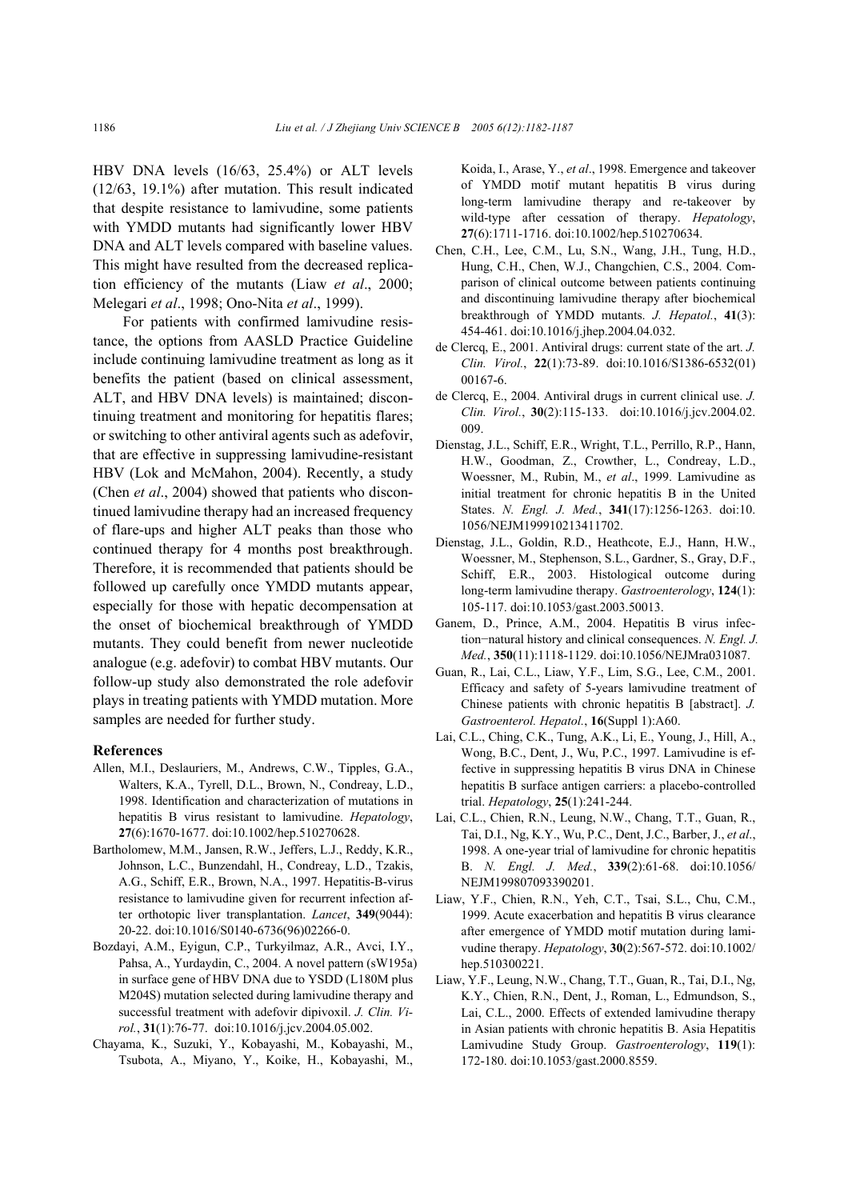HBV DNA levels (16/63, 25.4%) or ALT levels (12/63, 19.1%) after mutation. This result indicated that despite resistance to lamivudine, some patients with YMDD mutants had significantly lower HBV DNA and ALT levels compared with baseline values. This might have resulted from the decreased replication efficiency of the mutants (Liaw *et al*., 2000; Melegari *et al*., 1998; Ono-Nita *et al*., 1999).

For patients with confirmed lamivudine resistance, the options from AASLD Practice Guideline include continuing lamivudine treatment as long as it benefits the patient (based on clinical assessment, ALT, and HBV DNA levels) is maintained; discontinuing treatment and monitoring for hepatitis flares; or switching to other antiviral agents such as adefovir, that are effective in suppressing lamivudine-resistant HBV (Lok and McMahon, 2004). Recently, a study (Chen *et al*., 2004) showed that patients who discontinued lamivudine therapy had an increased frequency of flare-ups and higher ALT peaks than those who continued therapy for 4 months post breakthrough. Therefore, it is recommended that patients should be followed up carefully once YMDD mutants appear, especially for those with hepatic decompensation at the onset of biochemical breakthrough of YMDD mutants. They could benefit from newer nucleotide analogue (e.g. adefovir) to combat HBV mutants. Our follow-up study also demonstrated the role adefovir plays in treating patients with YMDD mutation. More samples are needed for further study.

## References

Allen, M.I., Deslauriers, M., Andrews, C.W., Tipples, G.A., Walters, K.A., Tyrell, D.L., Brown, N., Condreay, L.D., 1998. Identification and characterization of mutations in hepatitis B virus resistant to lamivudine. *Hepatology*, **27**(6):1670-1677. doi:10.1002/hep.510270628.

Bartholomew, M.M., Jansen, R.W., Jeffers, L.J., Reddy, K.R., Johnson, L.C., Bunzendahl, H., Condreay, L.D., Tzakis, A.G., Schiff, E.R., Brown, N.A., 1997. Hepatitis-B-virus resistance to lamivudine given for recurrent infection after orthotopic liver transplantation. *Lancet*, **349**(9044): 20-22. doi:10.1016/S0140-6736(96)02266-0.

Bozdayi, A.M., Eyigun, C.P., Turkyilmaz, A.R., Avci, I.Y., Pahsa, A., Yurdaydin, C., 2004. A novel pattern (sW195a) in surface gene of HBV DNA due to YSDD (L180M plus M204S) mutation selected during lamivudine therapy and successful treatment with adefovir dipivoxil. *J. Clin. Virol.*, **31**(1):76-77. doi:10.1016/j.jcv.2004.05.002.

Chayama, K., Suzuki, Y., Kobayashi, M., Kobayashi, M., Tsubota, A., Miyano, Y., Koike, H., Kobayashi, M., Koida, I., Arase, Y., *et al*., 1998. Emergence and takeover of YMDD motif mutant hepatitis B virus during long-term lamivudine therapy and re-takeover by wild-type after cessation of therapy. *Hepatology*, **27**(6):1711-1716. doi:10.1002/hep.510270634.

Chen, C.H., Lee, C.M., Lu, S.N., Wang, J.H., Tung, H.D., Hung, C.H., Chen, W.J., Changchien, C.S., 2004. Comparison of clinical outcome between patients continuing and discontinuing lamivudine therapy after biochemical breakthrough of YMDD mutants. *J. Hepatol.*, **41**(3): 454-461. doi:10.1016/j.jhep.2004.04.032.

de Clercq, E., 2001. Antiviral drugs: current state of the art. *J. Clin. Virol.*, **22**(1):73-89. doi:10.1016/S1386-6532(01) 00167-6.

de Clercq, E., 2004. Antiviral drugs in current clinical use. *J. Clin. Virol.*, **30**(2):115-133. doi:10.1016/j.jcv.2004.02. 009.

Dienstag, J.L., Schiff, E.R., Wright, T.L., Perrillo, R.P., Hann, H.W., Goodman, Z., Crowther, L., Condreay, L.D., Woessner, M., Rubin, M., *et al*., 1999. Lamivudine as initial treatment for chronic hepatitis B in the United States. *N. Engl. J. Med.*, **341**(17):1256-1263. doi:10. 1056/NEJM199910213411702.

Dienstag, J.L., Goldin, R.D., Heathcote, E.J., Hann, H.W., Woessner, M., Stephenson, S.L., Gardner, S., Gray, D.F., Schiff, E.R., 2003. Histological outcome during long-term lamivudine therapy. *Gastroenterology*, **124**(1): 105-117. doi:10.1053/gast.2003.50013.

Ganem, D., Prince, A.M., 2004. Hepatitis B virus infection−natural history and clinical consequences. *N. Engl. J. Med.*, **350**(11):1118-1129. doi:10.1056/NEJMra031087.

Guan, R., Lai, C.L., Liaw, Y.F., Lim, S.G., Lee, C.M., 2001. Efficacy and safety of 5-years lamivudine treatment of Chinese patients with chronic hepatitis B [abstract]. *J. Gastroenterol. Hepatol.*, **16**(Suppl 1):A60.

Lai, C.L., Ching, C.K., Tung, A.K., Li, E., Young, J., Hill, A., Wong, B.C., Dent, J., Wu, P.C., 1997. Lamivudine is effective in suppressing hepatitis B virus DNA in Chinese hepatitis B surface antigen carriers: a placebo-controlled trial. *Hepatology*, **25**(1):241-244.

Lai, C.L., Chien, R.N., Leung, N.W., Chang, T.T., Guan, R., Tai, D.I., Ng, K.Y., Wu, P.C., Dent, J.C., Barber, J., *et al*., 1998. A one-year trial of lamivudine for chronic hepatitis B. *N. Engl. J. Med.*, **339**(2):61-68. doi:10.1056/ NEJM199807093390201.

Liaw, Y.F., Chien, R.N., Yeh, C.T., Tsai, S.L., Chu, C.M., 1999. Acute exacerbation and hepatitis B virus clearance after emergence of YMDD motif mutation during lamivudine therapy. *Hepatology*, **30**(2):567-572. doi:10.1002/ hep.510300221.

Liaw, Y.F., Leung, N.W., Chang, T.T., Guan, R., Tai, D.I., Ng, K.Y., Chien, R.N., Dent, J., Roman, L., Edmundson, S., Lai, C.L., 2000. Effects of extended lamivudine therapy in Asian patients with chronic hepatitis B. Asia Hepatitis Lamivudine Study Group. *Gastroenterology*, **119**(1): 172-180. doi:10.1053/gast.2000.8559.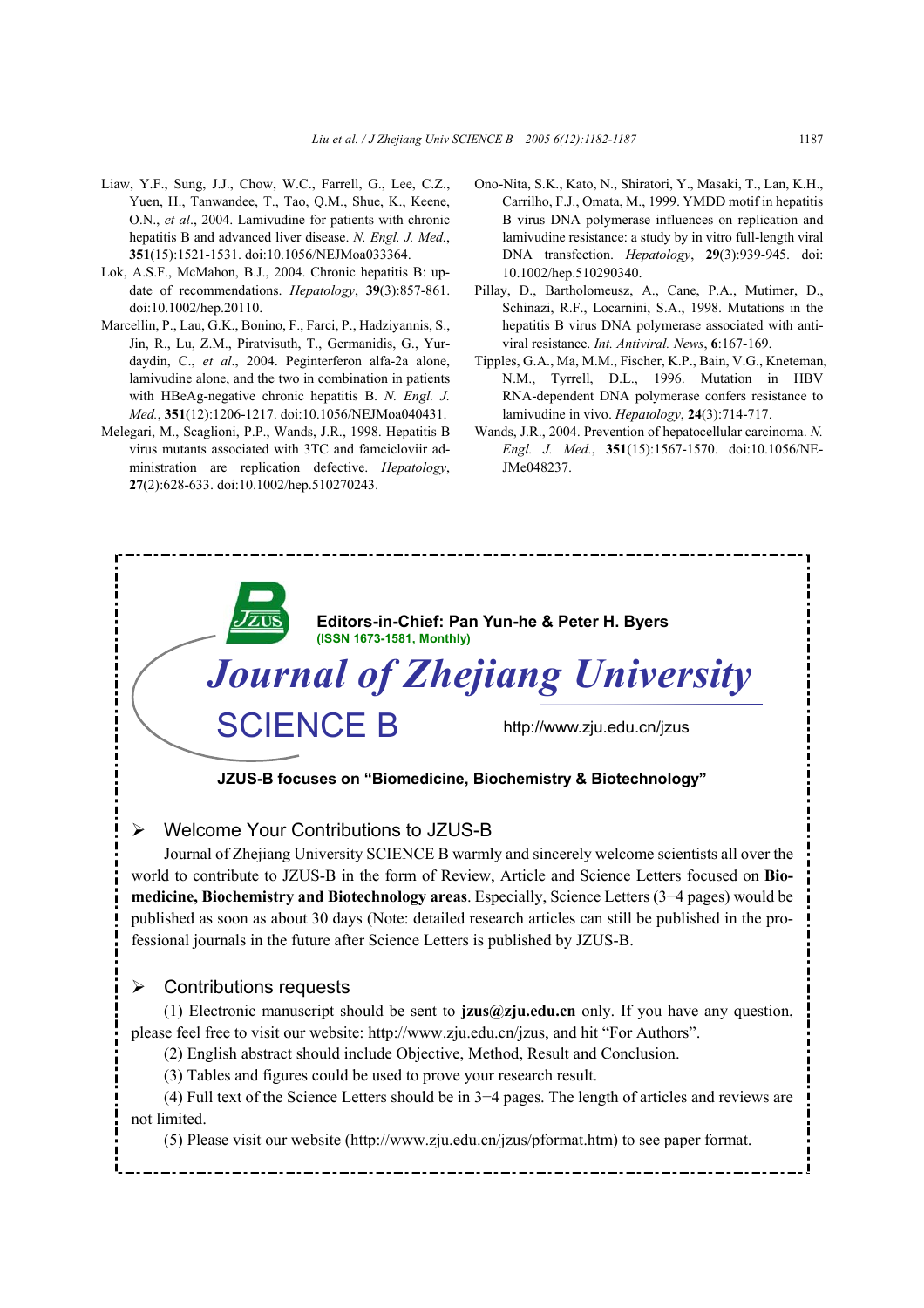Liaw, Y.F., Sung, J.J., Chow, W.C., Farrell, G., Lee, C.Z., Yuen, H., Tanwandee, T., Tao, Q.M., Shue, K., Keene, O.N., *et al*., 2004. Lamivudine for patients with chronic hepatitis B and advanced liver disease. *N. Engl. J. Med.*, **351**(15):1521-1531. doi:10.1056/NEJMoa033364.

Lok, A.S.F., McMahon, B.J., 2004. Chronic hepatitis B: update of recommendations. *Hepatology*, **39**(3):857-861. doi:10.1002/hep.20110.

Marcellin, P., Lau, G.K., Bonino, F., Farci, P., Hadziyannis, S., Jin, R., Lu, Z.M., Piratvisuth, T., Germanidis, G., Yurdaydin, C., *et al*., 2004. Peginterferon alfa-2a alone, lamivudine alone, and the two in combination in patients with HBeAg-negative chronic hepatitis B. *N. Engl. J. Med.*, **351**(12):1206-1217. doi:10.1056/NEJMoa040431.

Melegari, M., Scaglioni, P.P., Wands, J.R., 1998. Hepatitis B virus mutants associated with 3TC and famcicloviir administration are replication defective. *Hepatology*, **27**(2):628-633. doi:10.1002/hep.510270243.

Ono-Nita, S.K., Kato, N., Shiratori, Y., Masaki, T., Lan, K.H., Carrilho, F.J., Omata, M., 1999. YMDD motif in hepatitis B virus DNA polymerase influences on replication and lamivudine resistance: a study by in vitro full-length viral DNA transfection. *Hepatology*, **29**(3):939-945. doi:10.1002/hep.510290340.

Pillay, D., Bartholomeusz, A., Cane, P.A., Mutimer, D., Schinazi, R.F., Locarnini, S.A., 1998. Mutations in the hepatitis B virus DNA polymerase associated with antiviral resistance. *Int. Antiviral. News*, **6**:167-169.

Tipples, G.A., Ma, M.M., Fischer, K.P., Bain, V.G., Kneteman, N.M., Tyrrell, D.L., 1996. Mutation in HBV RNA-dependent DNA polymerase confers resistance to lamivudine in vivo. *Hepatology*, **24**(3):714-717.

Wands, J.R., 2004. Prevention of hepatocellular carcinoma. *N. Engl. J. Med.*, **351**(15):1567-1570. doi:10.1056/NEJMe048237.

---

**Editors-in-Chief: Pan Yun-he & Peter H. Byers**
**(ISSN 1673-1581, Monthly)**

# *Journal of Zhejiang University* SCIENCE B

http://www.zju.edu.cn/jzus

**JZUS-B focuses on "Biomedicine, Biochemistry & Biotechnology"**

## ➢ Welcome Your Contributions to JZUS-B

Journal of Zhejiang University SCIENCE B warmly and sincerely welcome scientists all over the world to contribute to JZUS-B in the form of Review, Article and Science Letters focused on **Biomedicine, Biochemistry and Biotechnology areas**. Especially, Science Letters (3−4 pages) would be published as soon as about 30 days (Note: detailed research articles can still be published in the professional journals in the future after Science Letters is published by JZUS-B.

## ➢ Contributions requests

(1) Electronic manuscript should be sent to **jzus@zju.edu.cn** only. If you have any question, please feel free to visit our website: http://www.zju.edu.cn/jzus, and hit "For Authors".

(2) English abstract should include Objective, Method, Result and Conclusion.

(3) Tables and figures could be used to prove your research result.

(4) Full text of the Science Letters should be in 3−4 pages. The length of articles and reviews are not limited.

(5) Please visit our website (http://www.zju.edu.cn/jzus/pformat.htm) to see paper format.